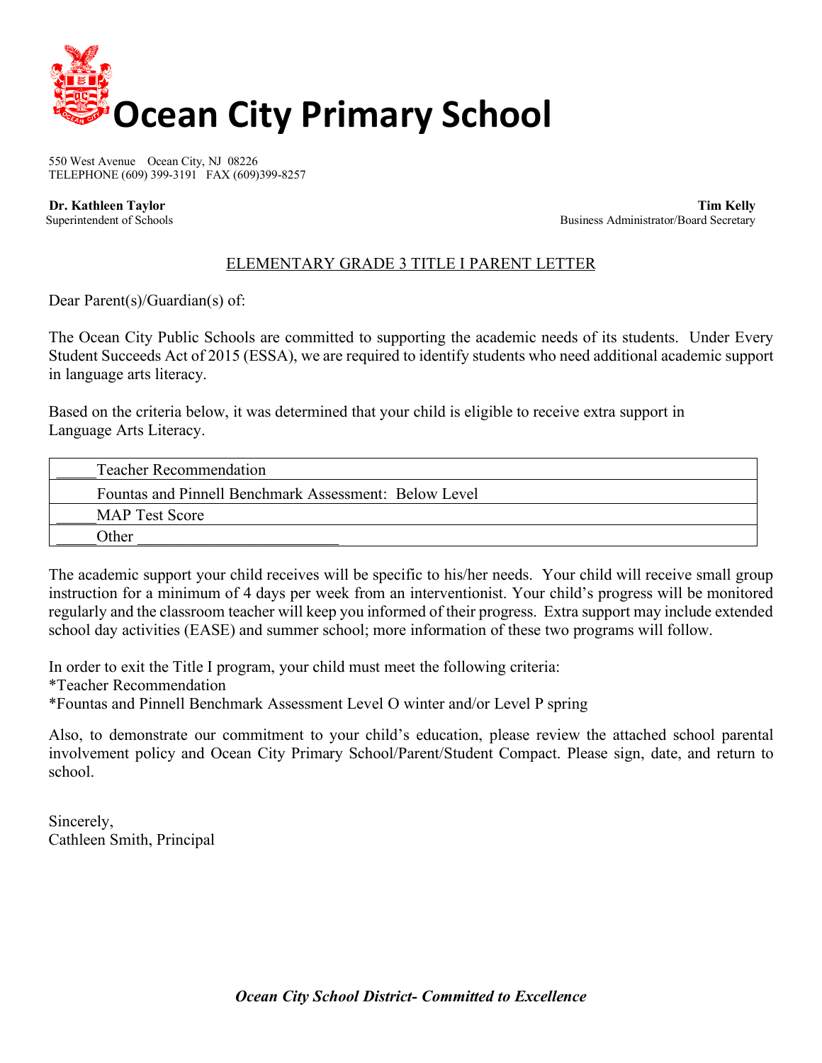# Ocean City Primary School

550 West Avenue   Ocean City, NJ 08226
TELEPHONE (609) 399-3191   FAX (609)399-8257

**Dr. Kathleen Taylor**
Superintendent of Schools

**Tim Kelly**
Business Administrator/Board Secretary

## ELEMENTARY GRADE 3 TITLE I PARENT LETTER

Dear Parent(s)/Guardian(s) of:

The Ocean City Public Schools are committed to supporting the academic needs of its students. Under Every Student Succeeds Act of 2015 (ESSA), we are required to identify students who need additional academic support in language arts literacy.

Based on the criteria below, it was determined that your child is eligible to receive extra support in Language Arts Literacy.

| |
|---|
| _____Teacher Recommendation |
| Fountas and Pinnell Benchmark Assessment: Below Level |
| _____MAP Test Score |
| _____Other _________________________ |

The academic support your child receives will be specific to his/her needs. Your child will receive small group instruction for a minimum of 4 days per week from an interventionist. Your child's progress will be monitored regularly and the classroom teacher will keep you informed of their progress. Extra support may include extended school day activities (EASE) and summer school; more information of these two programs will follow.

In order to exit the Title I program, your child must meet the following criteria:
*Teacher Recommendation
*Fountas and Pinnell Benchmark Assessment Level O winter and/or Level P spring

Also, to demonstrate our commitment to your child's education, please review the attached school parental involvement policy and Ocean City Primary School/Parent/Student Compact. Please sign, date, and return to school.

Sincerely,
Cathleen Smith, Principal

*Ocean City School District- Committed to Excellence*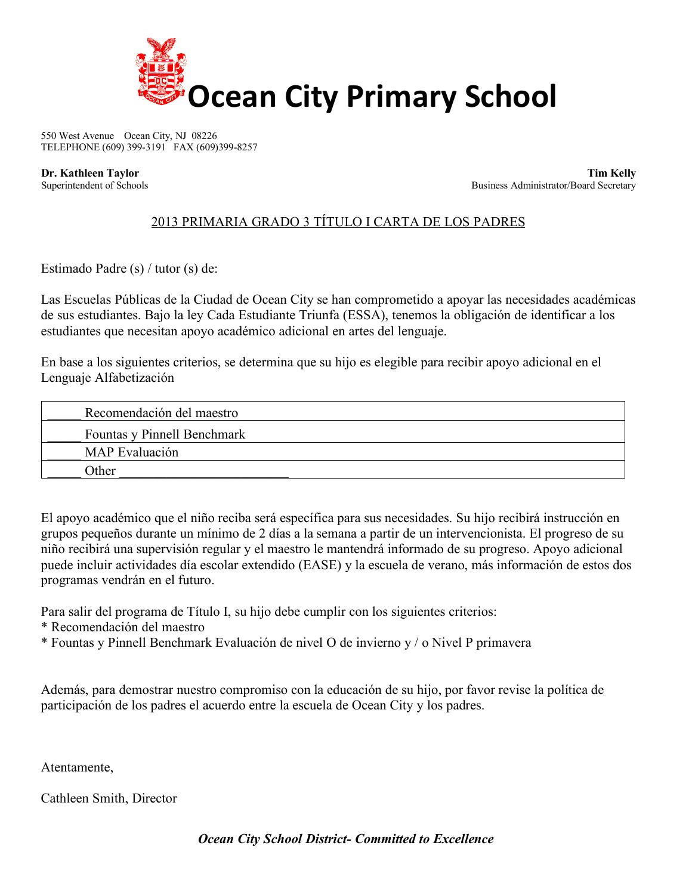# Ocean City Primary School

550 West Avenue   Ocean City, NJ 08226
TELEPHONE (609) 399-3191   FAX (609)399-8257

**Dr. Kathleen Taylor**
Superintendent of Schools

**Tim Kelly**
Business Administrator/Board Secretary

## 2013 PRIMARIA GRADO 3 TÍTULO I CARTA DE LOS PADRES

Estimado Padre (s) / tutor (s) de:

Las Escuelas Públicas de la Ciudad de Ocean City se han comprometido a apoyar las necesidades académicas de sus estudiantes. Bajo la ley Cada Estudiante Triunfa (ESSA), tenemos la obligación de identificar a los estudiantes que necesitan apoyo académico adicional en artes del lenguaje.

En base a los siguientes criterios, se determina que su hijo es elegible para recibir apoyo adicional en el Lenguaje Alfabetización

| |
|---|
| _____ Recomendación del maestro |
| _____ Fountas y Pinnell Benchmark |
| _____ MAP Evaluación |
| _____ Other _________________________ |

El apoyo académico que el niño reciba será específica para sus necesidades. Su hijo recibirá instrucción en grupos pequeños durante un mínimo de 2 días a la semana a partir de un intervencionista. El progreso de su niño recibirá una supervisión regular y el maestro le mantendrá informado de su progreso. Apoyo adicional puede incluir actividades día escolar extendido (EASE) y la escuela de verano, más información de estos dos programas vendrán en el futuro.

Para salir del programa de Título I, su hijo debe cumplir con los siguientes criterios:
* Recomendación del maestro
* Fountas y Pinnell Benchmark Evaluación de nivel O de invierno y / o Nivel P primavera

Además, para demostrar nuestro compromiso con la educación de su hijo, por favor revise la política de participación de los padres el acuerdo entre la escuela de Ocean City y los padres.

Atentamente,

Cathleen Smith, Director

***Ocean City School District- Committed to Excellence***